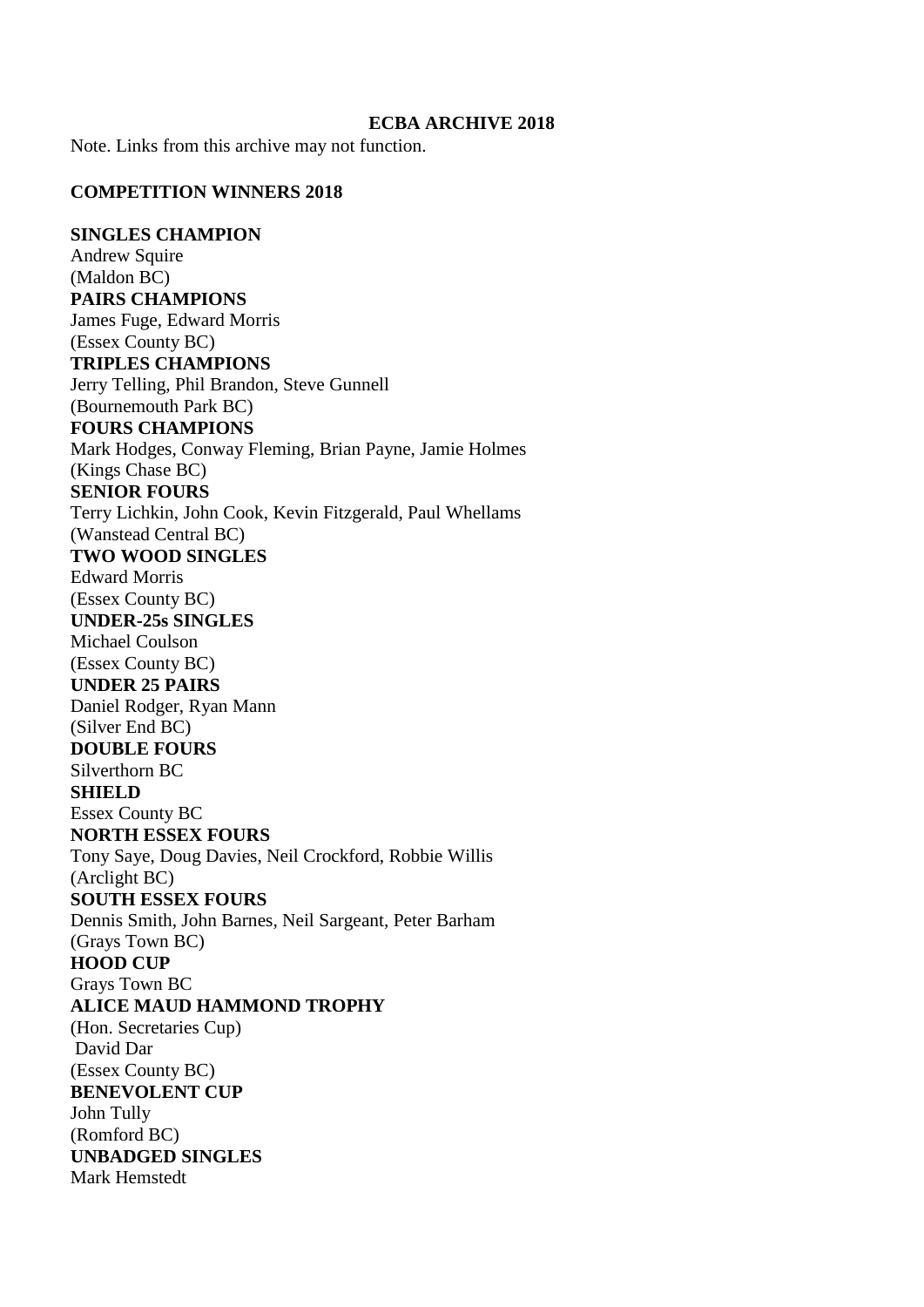# ECBA ARCHIVE 2018

Note. Links from this archive may not function.

## COMPETITION WINNERS 2018

**SINGLES CHAMPION**
Andrew Squire
(Maldon BC)

**PAIRS CHAMPIONS**
James Fuge, Edward Morris
(Essex County BC)

**TRIPLES CHAMPIONS**
Jerry Telling, Phil Brandon, Steve Gunnell
(Bournemouth Park BC)

**FOURS CHAMPIONS**
Mark Hodges, Conway Fleming, Brian Payne, Jamie Holmes
(Kings Chase BC)

**SENIOR FOURS**
Terry Lichkin, John Cook, Kevin Fitzgerald, Paul Whellams
(Wanstead Central BC)

**TWO WOOD SINGLES**
Edward Morris
(Essex County BC)

**UNDER-25s SINGLES**
Michael Coulson
(Essex County BC)

**UNDER 25 PAIRS**
Daniel Rodger, Ryan Mann
(Silver End BC)

**DOUBLE FOURS**
Silverthorn BC

**SHIELD**
Essex County BC

**NORTH ESSEX FOURS**
Tony Saye, Doug Davies, Neil Crockford, Robbie Willis
(Arclight BC)

**SOUTH ESSEX FOURS**
Dennis Smith, John Barnes, Neil Sargeant, Peter Barham
(Grays Town BC)

**HOOD CUP**
Grays Town BC

**ALICE MAUD HAMMOND TROPHY**
(Hon. Secretaries Cup)
David Dar
(Essex County BC)

**BENEVOLENT CUP**
John Tully
(Romford BC)

**UNBADGED SINGLES**
Mark Hemstedt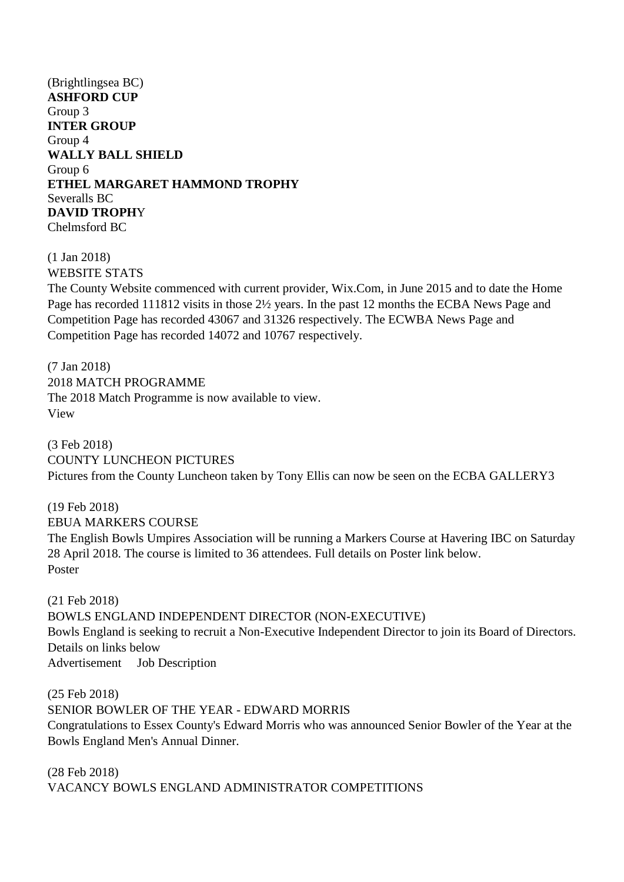(Brightlingsea BC)
**ASHFORD CUP**
Group 3
**INTER GROUP**
Group 4
**WALLY BALL SHIELD**
Group 6
**ETHEL MARGARET HAMMOND TROPHY**
Severalls BC
**DAVID TROPHY**
Chelmsford BC

(1 Jan 2018)
WEBSITE STATS
The County Website commenced with current provider, Wix.Com, in June 2015 and to date the Home Page has recorded 111812 visits in those 2½ years. In the past 12 months the ECBA News Page and Competition Page has recorded 43067 and 31326 respectively. The ECWBA News Page and Competition Page has recorded 14072 and 10767 respectively.

(7 Jan 2018)
2018 MATCH PROGRAMME
The 2018 Match Programme is now available to view.
View

(3 Feb 2018)
COUNTY LUNCHEON PICTURES
Pictures from the County Luncheon taken by Tony Ellis can now be seen on the ECBA GALLERY3

(19 Feb 2018)
EBUA MARKERS COURSE
The English Bowls Umpires Association will be running a Markers Course at Havering IBC on Saturday 28 April 2018. The course is limited to 36 attendees. Full details on Poster link below.
Poster

(21 Feb 2018)
BOWLS ENGLAND INDEPENDENT DIRECTOR (NON-EXECUTIVE)
Bowls England is seeking to recruit a Non-Executive Independent Director to join its Board of Directors. Details on links below
Advertisement Job Description

(25 Feb 2018)
SENIOR BOWLER OF THE YEAR - EDWARD MORRIS
Congratulations to Essex County's Edward Morris who was announced Senior Bowler of the Year at the Bowls England Men's Annual Dinner.

(28 Feb 2018)
VACANCY BOWLS ENGLAND ADMINISTRATOR COMPETITIONS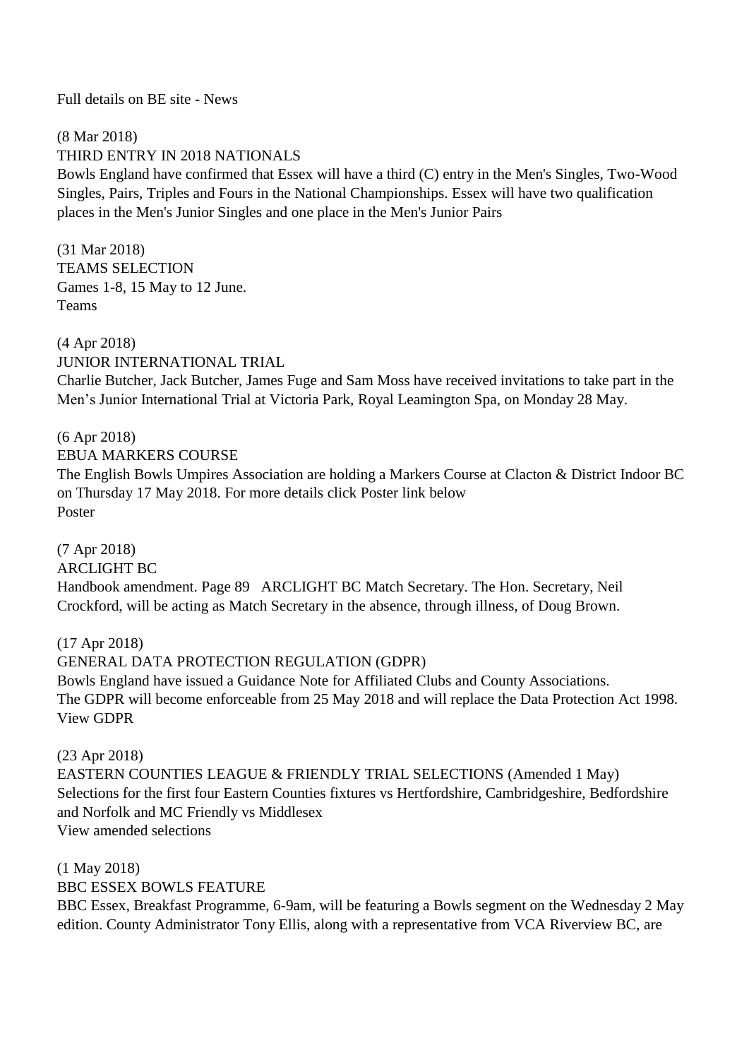Full details on BE site - News

(8 Mar 2018)
THIRD ENTRY IN 2018 NATIONALS
Bowls England have confirmed that Essex will have a third (C) entry in the Men's Singles, Two-Wood Singles, Pairs, Triples and Fours in the National Championships. Essex will have two qualification places in the Men's Junior Singles and one place in the Men's Junior Pairs

(31 Mar 2018)
TEAMS SELECTION
Games 1-8, 15 May to 12 June.
Teams

(4 Apr 2018)
JUNIOR INTERNATIONAL TRIAL
Charlie Butcher, Jack Butcher, James Fuge and Sam Moss have received invitations to take part in the Men’s Junior International Trial at Victoria Park, Royal Leamington Spa, on Monday 28 May.

(6 Apr 2018)
EBUA MARKERS COURSE
The English Bowls Umpires Association are holding a Markers Course at Clacton & District Indoor BC on Thursday 17 May 2018. For more details click Poster link below
Poster

(7 Apr 2018)
ARCLIGHT BC
Handbook amendment. Page 89 ARCLIGHT BC Match Secretary. The Hon. Secretary, Neil Crockford, will be acting as Match Secretary in the absence, through illness, of Doug Brown.

(17 Apr 2018)
GENERAL DATA PROTECTION REGULATION (GDPR)
Bowls England have issued a Guidance Note for Affiliated Clubs and County Associations.
The GDPR will become enforceable from 25 May 2018 and will replace the Data Protection Act 1998.
View GDPR

(23 Apr 2018)
EASTERN COUNTIES LEAGUE & FRIENDLY TRIAL SELECTIONS (Amended 1 May)
Selections for the first four Eastern Counties fixtures vs Hertfordshire, Cambridgeshire, Bedfordshire and Norfolk and MC Friendly vs Middlesex
View amended selections

(1 May 2018)
BBC ESSEX BOWLS FEATURE
BBC Essex, Breakfast Programme, 6-9am, will be featuring a Bowls segment on the Wednesday 2 May edition. County Administrator Tony Ellis, along with a representative from VCA Riverview BC, are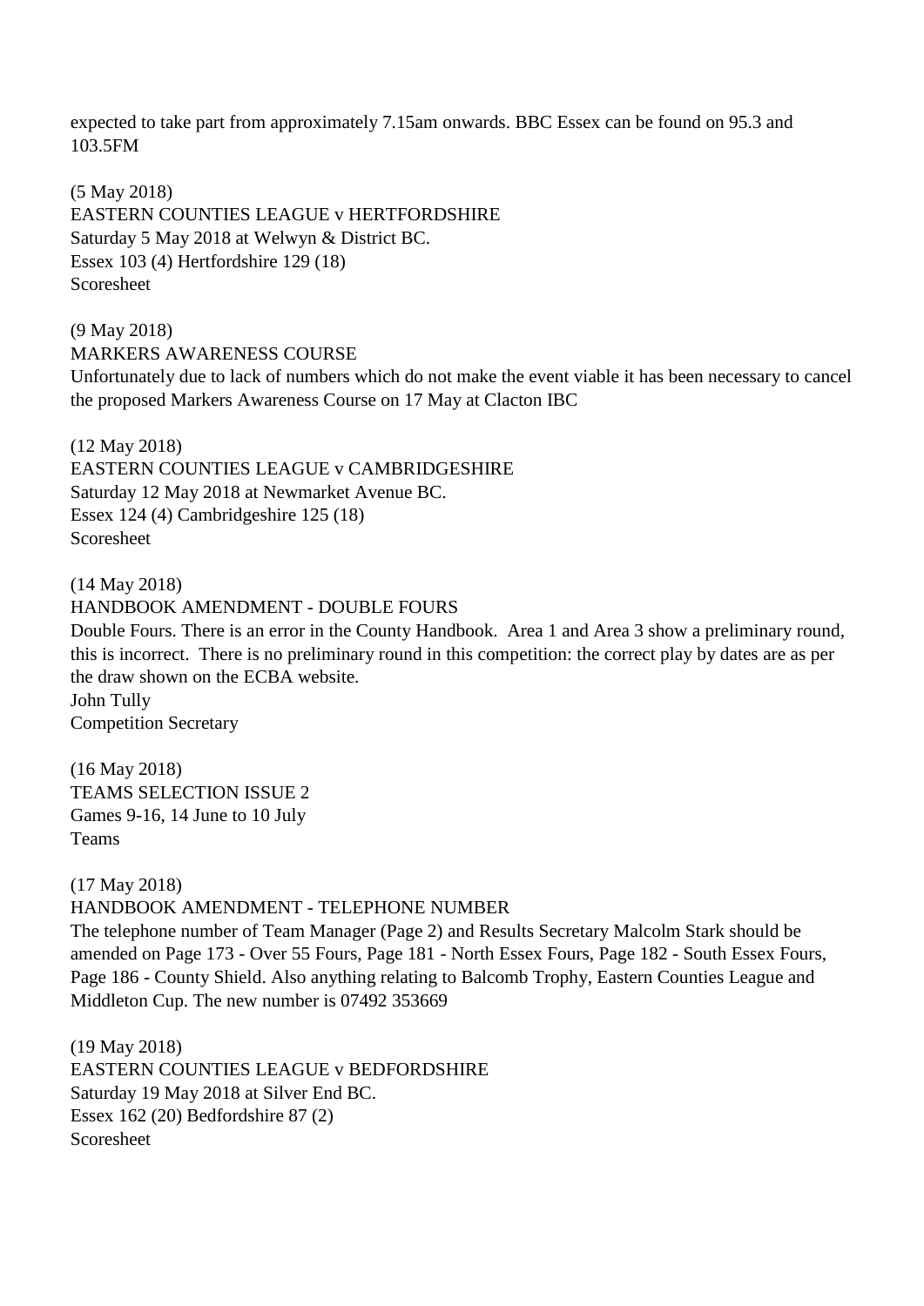expected to take part from approximately 7.15am onwards. BBC Essex can be found on 95.3 and 103.5FM

(5 May 2018)
EASTERN COUNTIES LEAGUE v HERTFORDSHIRE
Saturday 5 May 2018 at Welwyn & District BC.
Essex 103 (4) Hertfordshire 129 (18)
Scoresheet

(9 May 2018)
MARKERS AWARENESS COURSE
Unfortunately due to lack of numbers which do not make the event viable it has been necessary to cancel the proposed Markers Awareness Course on 17 May at Clacton IBC

(12 May 2018)
EASTERN COUNTIES LEAGUE v CAMBRIDGESHIRE
Saturday 12 May 2018 at Newmarket Avenue BC.
Essex 124 (4) Cambridgeshire 125 (18)
Scoresheet

(14 May 2018)
HANDBOOK AMENDMENT - DOUBLE FOURS
Double Fours. There is an error in the County Handbook. Area 1 and Area 3 show a preliminary round, this is incorrect. There is no preliminary round in this competition: the correct play by dates are as per the draw shown on the ECBA website.
John Tully
Competition Secretary

(16 May 2018)
TEAMS SELECTION ISSUE 2
Games 9-16, 14 June to 10 July
Teams

(17 May 2018)
HANDBOOK AMENDMENT - TELEPHONE NUMBER
The telephone number of Team Manager (Page 2) and Results Secretary Malcolm Stark should be amended on Page 173 - Over 55 Fours, Page 181 - North Essex Fours, Page 182 - South Essex Fours, Page 186 - County Shield. Also anything relating to Balcomb Trophy, Eastern Counties League and Middleton Cup. The new number is 07492 353669

(19 May 2018)
EASTERN COUNTIES LEAGUE v BEDFORDSHIRE
Saturday 19 May 2018 at Silver End BC.
Essex 162 (20) Bedfordshire 87 (2)
Scoresheet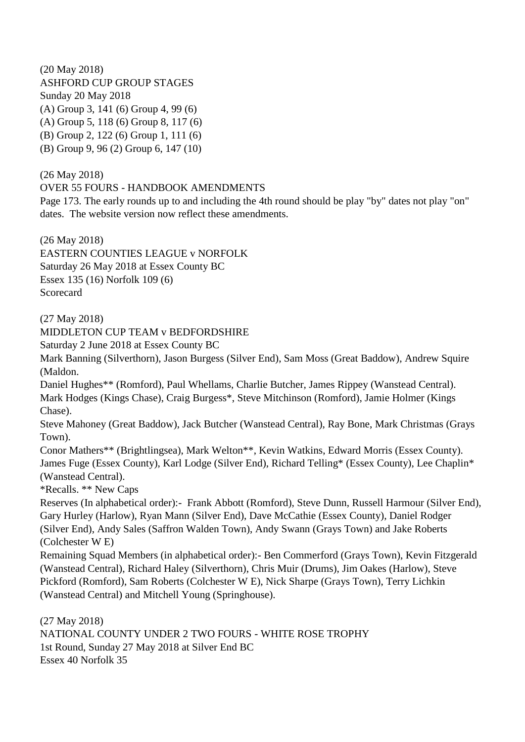(20 May 2018)
ASHFORD CUP GROUP STAGES
Sunday 20 May 2018
(A) Group 3, 141 (6) Group 4, 99 (6)
(A) Group 5, 118 (6) Group 8, 117 (6)
(B) Group 2, 122 (6) Group 1, 111 (6)
(B) Group 9, 96 (2) Group 6, 147 (10)

(26 May 2018)
OVER 55 FOURS - HANDBOOK AMENDMENTS
Page 173. The early rounds up to and including the 4th round should be play "by" dates not play "on" dates. The website version now reflect these amendments.

(26 May 2018)
EASTERN COUNTIES LEAGUE v NORFOLK
Saturday 26 May 2018 at Essex County BC
Essex 135 (16) Norfolk 109 (6)
Scorecard

(27 May 2018)
MIDDLETON CUP TEAM v BEDFORDSHIRE
Saturday 2 June 2018 at Essex County BC
Mark Banning (Silverthorn), Jason Burgess (Silver End), Sam Moss (Great Baddow), Andrew Squire (Maldon.
Daniel Hughes** (Romford), Paul Whellams, Charlie Butcher, James Rippey (Wanstead Central).
Mark Hodges (Kings Chase), Craig Burgess*, Steve Mitchinson (Romford), Jamie Holmer (Kings Chase).
Steve Mahoney (Great Baddow), Jack Butcher (Wanstead Central), Ray Bone, Mark Christmas (Grays Town).
Conor Mathers** (Brightlingsea), Mark Welton**, Kevin Watkins, Edward Morris (Essex County).
James Fuge (Essex County), Karl Lodge (Silver End), Richard Telling* (Essex County), Lee Chaplin* (Wanstead Central).
*Recalls. ** New Caps
Reserves (In alphabetical order):- Frank Abbott (Romford), Steve Dunn, Russell Harmour (Silver End), Gary Hurley (Harlow), Ryan Mann (Silver End), Dave McCathie (Essex County), Daniel Rodger (Silver End), Andy Sales (Saffron Walden Town), Andy Swann (Grays Town) and Jake Roberts (Colchester W E)
Remaining Squad Members (in alphabetical order):- Ben Commerford (Grays Town), Kevin Fitzgerald (Wanstead Central), Richard Haley (Silverthorn), Chris Muir (Drums), Jim Oakes (Harlow), Steve Pickford (Romford), Sam Roberts (Colchester W E), Nick Sharpe (Grays Town), Terry Lichkin (Wanstead Central) and Mitchell Young (Springhouse).

(27 May 2018)
NATIONAL COUNTY UNDER 2 TWO FOURS - WHITE ROSE TROPHY
1st Round, Sunday 27 May 2018 at Silver End BC
Essex 40 Norfolk 35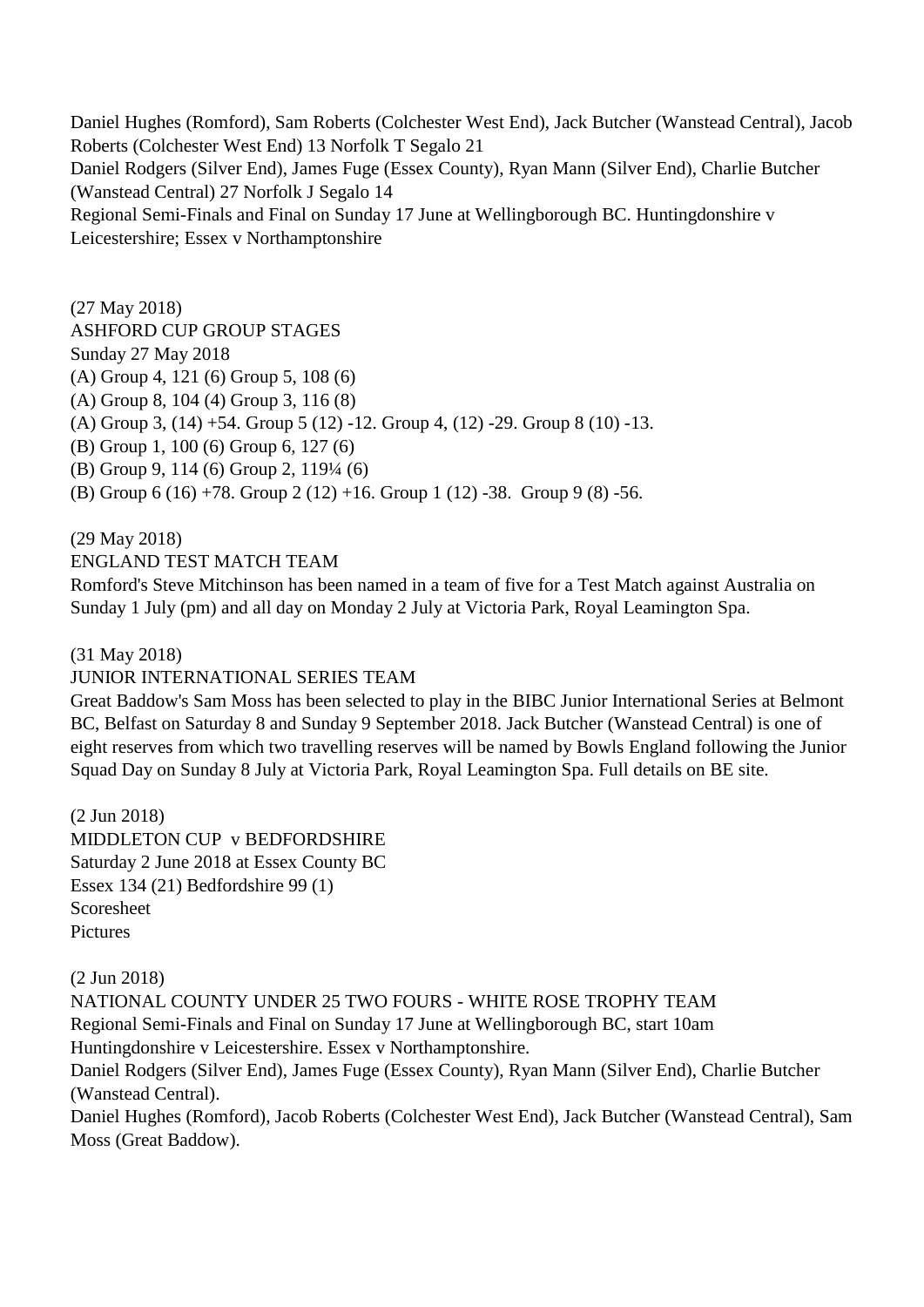Daniel Hughes (Romford), Sam Roberts (Colchester West End), Jack Butcher (Wanstead Central), Jacob Roberts (Colchester West End) 13 Norfolk T Segalo 21
Daniel Rodgers (Silver End), James Fuge (Essex County), Ryan Mann (Silver End), Charlie Butcher (Wanstead Central) 27 Norfolk J Segalo 14
Regional Semi-Finals and Final on Sunday 17 June at Wellingborough BC. Huntingdonshire v Leicestershire; Essex v Northamptonshire

(27 May 2018)
ASHFORD CUP GROUP STAGES
Sunday 27 May 2018
(A) Group 4, 121 (6) Group 5, 108 (6)
(A) Group 8, 104 (4) Group 3, 116 (8)
(A) Group 3, (14) +54. Group 5 (12) -12. Group 4, (12) -29. Group 8 (10) -13.
(B) Group 1, 100 (6) Group 6, 127 (6)
(B) Group 9, 114 (6) Group 2, 119¼ (6)
(B) Group 6 (16) +78. Group 2 (12) +16. Group 1 (12) -38. Group 9 (8) -56.

(29 May 2018)
ENGLAND TEST MATCH TEAM
Romford's Steve Mitchinson has been named in a team of five for a Test Match against Australia on Sunday 1 July (pm) and all day on Monday 2 July at Victoria Park, Royal Leamington Spa.

(31 May 2018)
JUNIOR INTERNATIONAL SERIES TEAM
Great Baddow's Sam Moss has been selected to play in the BIBC Junior International Series at Belmont BC, Belfast on Saturday 8 and Sunday 9 September 2018. Jack Butcher (Wanstead Central) is one of eight reserves from which two travelling reserves will be named by Bowls England following the Junior Squad Day on Sunday 8 July at Victoria Park, Royal Leamington Spa. Full details on BE site.

(2 Jun 2018)
MIDDLETON CUP v BEDFORDSHIRE
Saturday 2 June 2018 at Essex County BC
Essex 134 (21) Bedfordshire 99 (1)
Scoresheet
Pictures

(2 Jun 2018)
NATIONAL COUNTY UNDER 25 TWO FOURS - WHITE ROSE TROPHY TEAM
Regional Semi-Finals and Final on Sunday 17 June at Wellingborough BC, start 10am
Huntingdonshire v Leicestershire. Essex v Northamptonshire.
Daniel Rodgers (Silver End), James Fuge (Essex County), Ryan Mann (Silver End), Charlie Butcher (Wanstead Central).
Daniel Hughes (Romford), Jacob Roberts (Colchester West End), Jack Butcher (Wanstead Central), Sam Moss (Great Baddow).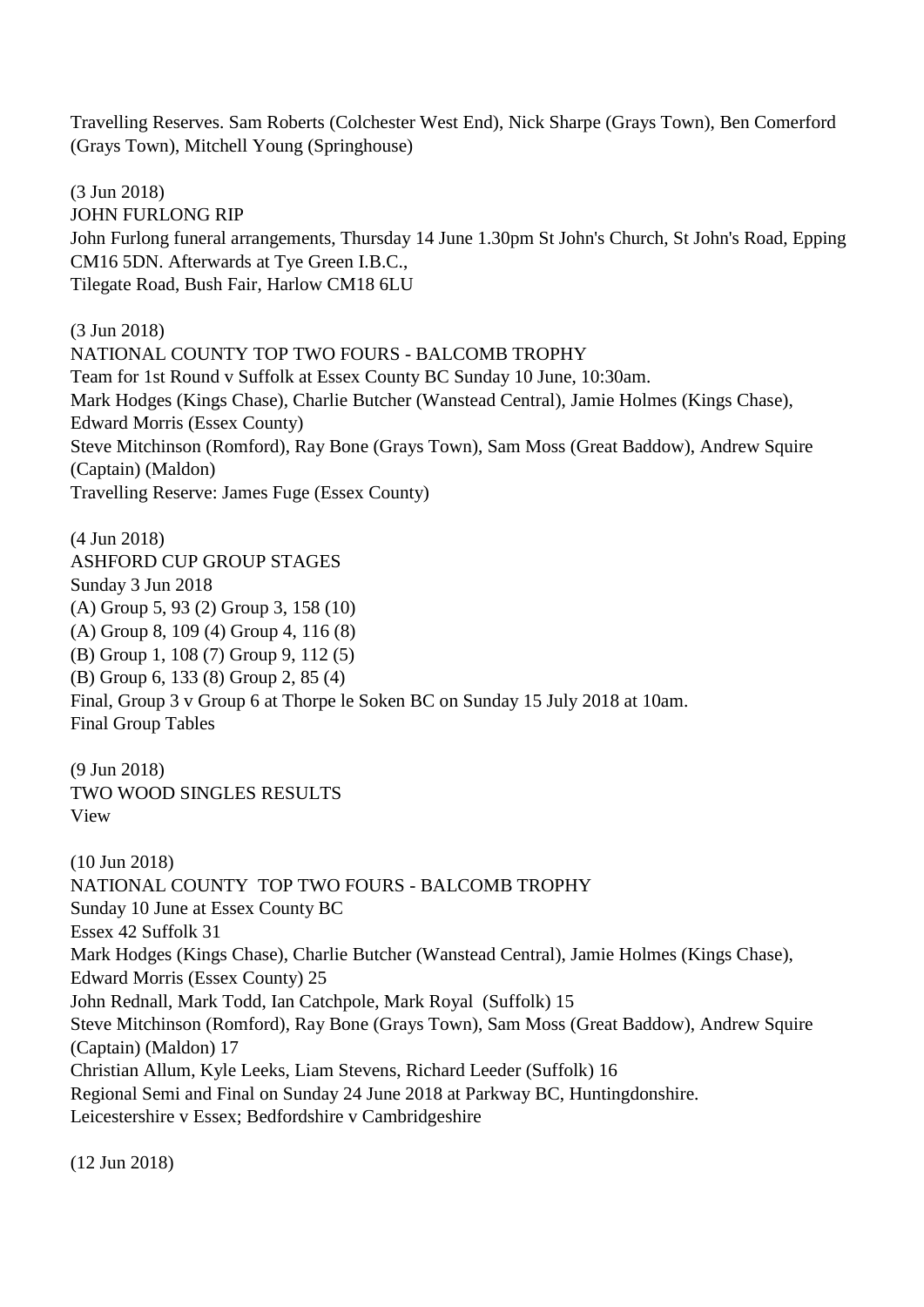Travelling Reserves. Sam Roberts (Colchester West End), Nick Sharpe (Grays Town), Ben Comerford (Grays Town), Mitchell Young (Springhouse)

(3 Jun 2018)
JOHN FURLONG RIP
John Furlong funeral arrangements, Thursday 14 June 1.30pm St John's Church, St John's Road, Epping CM16 5DN. Afterwards at Tye Green I.B.C.,
Tilegate Road, Bush Fair, Harlow CM18 6LU

(3 Jun 2018)
NATIONAL COUNTY TOP TWO FOURS - BALCOMB TROPHY
Team for 1st Round v Suffolk at Essex County BC Sunday 10 June, 10:30am.
Mark Hodges (Kings Chase), Charlie Butcher (Wanstead Central), Jamie Holmes (Kings Chase), Edward Morris (Essex County)
Steve Mitchinson (Romford), Ray Bone (Grays Town), Sam Moss (Great Baddow), Andrew Squire (Captain) (Maldon)
Travelling Reserve: James Fuge (Essex County)

(4 Jun 2018)
ASHFORD CUP GROUP STAGES
Sunday 3 Jun 2018
(A) Group 5, 93 (2) Group 3, 158 (10)
(A) Group 8, 109 (4) Group 4, 116 (8)
(B) Group 1, 108 (7) Group 9, 112 (5)
(B) Group 6, 133 (8) Group 2, 85 (4)
Final, Group 3 v Group 6 at Thorpe le Soken BC on Sunday 15 July 2018 at 10am.
Final Group Tables

(9 Jun 2018)
TWO WOOD SINGLES RESULTS
View

(10 Jun 2018)
NATIONAL COUNTY TOP TWO FOURS - BALCOMB TROPHY
Sunday 10 June at Essex County BC
Essex 42 Suffolk 31
Mark Hodges (Kings Chase), Charlie Butcher (Wanstead Central), Jamie Holmes (Kings Chase), Edward Morris (Essex County) 25
John Rednall, Mark Todd, Ian Catchpole, Mark Royal (Suffolk) 15
Steve Mitchinson (Romford), Ray Bone (Grays Town), Sam Moss (Great Baddow), Andrew Squire (Captain) (Maldon) 17
Christian Allum, Kyle Leeks, Liam Stevens, Richard Leeder (Suffolk) 16
Regional Semi and Final on Sunday 24 June 2018 at Parkway BC, Huntingdonshire.
Leicestershire v Essex; Bedfordshire v Cambridgeshire

(12 Jun 2018)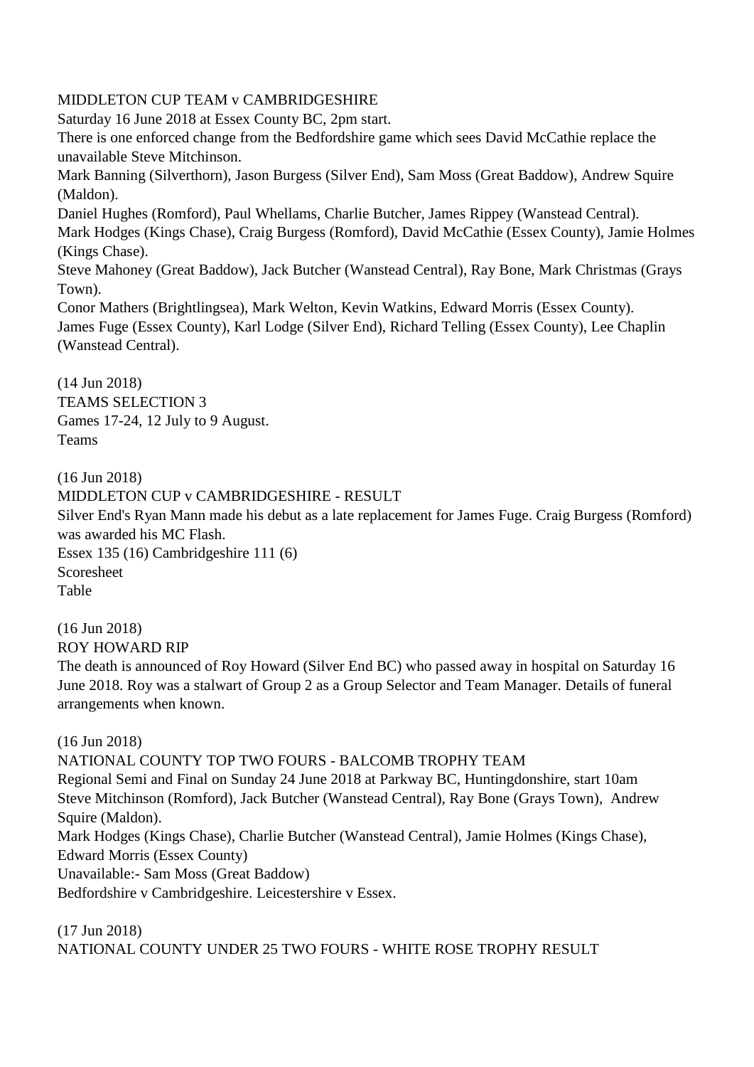MIDDLETON CUP TEAM v CAMBRIDGESHIRE

Saturday 16 June 2018 at Essex County BC, 2pm start.

There is one enforced change from the Bedfordshire game which sees David McCathie replace the unavailable Steve Mitchinson.

Mark Banning (Silverthorn), Jason Burgess (Silver End), Sam Moss (Great Baddow), Andrew Squire (Maldon).

Daniel Hughes (Romford), Paul Whellams, Charlie Butcher, James Rippey (Wanstead Central).

Mark Hodges (Kings Chase), Craig Burgess (Romford), David McCathie (Essex County), Jamie Holmes (Kings Chase).

Steve Mahoney (Great Baddow), Jack Butcher (Wanstead Central), Ray Bone, Mark Christmas (Grays Town).

Conor Mathers (Brightlingsea), Mark Welton, Kevin Watkins, Edward Morris (Essex County).

James Fuge (Essex County), Karl Lodge (Silver End), Richard Telling (Essex County), Lee Chaplin (Wanstead Central).

(14 Jun 2018)

TEAMS SELECTION 3

Games 17-24, 12 July to 9 August.

Teams

(16 Jun 2018)

MIDDLETON CUP v CAMBRIDGESHIRE - RESULT

Silver End's Ryan Mann made his debut as a late replacement for James Fuge. Craig Burgess (Romford) was awarded his MC Flash.

Essex 135 (16) Cambridgeshire 111 (6)

Scoresheet

Table

(16 Jun 2018)

ROY HOWARD RIP

The death is announced of Roy Howard (Silver End BC) who passed away in hospital on Saturday 16 June 2018. Roy was a stalwart of Group 2 as a Group Selector and Team Manager. Details of funeral arrangements when known.

(16 Jun 2018)

NATIONAL COUNTY TOP TWO FOURS - BALCOMB TROPHY TEAM

Regional Semi and Final on Sunday 24 June 2018 at Parkway BC, Huntingdonshire, start 10am

Steve Mitchinson (Romford), Jack Butcher (Wanstead Central), Ray Bone (Grays Town), Andrew Squire (Maldon).

Mark Hodges (Kings Chase), Charlie Butcher (Wanstead Central), Jamie Holmes (Kings Chase), Edward Morris (Essex County)

Unavailable:- Sam Moss (Great Baddow)

Bedfordshire v Cambridgeshire. Leicestershire v Essex.

(17 Jun 2018)

NATIONAL COUNTY UNDER 25 TWO FOURS - WHITE ROSE TROPHY RESULT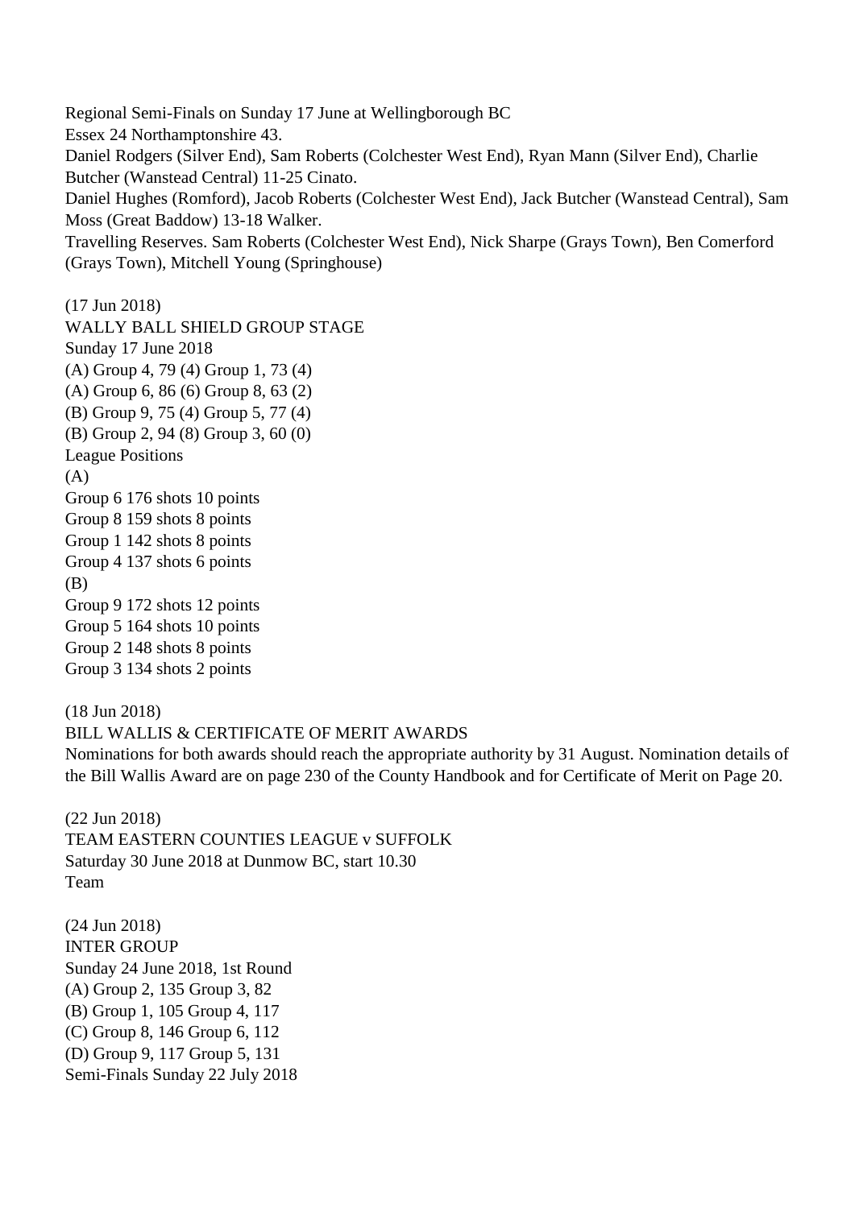Regional Semi-Finals on Sunday 17 June at Wellingborough BC
Essex 24 Northamptonshire 43.
Daniel Rodgers (Silver End), Sam Roberts (Colchester West End), Ryan Mann (Silver End), Charlie Butcher (Wanstead Central) 11-25 Cinato.
Daniel Hughes (Romford), Jacob Roberts (Colchester West End), Jack Butcher (Wanstead Central), Sam Moss (Great Baddow) 13-18 Walker.
Travelling Reserves. Sam Roberts (Colchester West End), Nick Sharpe (Grays Town), Ben Comerford (Grays Town), Mitchell Young (Springhouse)

(17 Jun 2018)
WALLY BALL SHIELD GROUP STAGE
Sunday 17 June 2018
(A) Group 4, 79 (4) Group 1, 73 (4)
(A) Group 6, 86 (6) Group 8, 63 (2)
(B) Group 9, 75 (4) Group 5, 77 (4)
(B) Group 2, 94 (8) Group 3, 60 (0)
League Positions
(A)
Group 6 176 shots 10 points
Group 8 159 shots 8 points
Group 1 142 shots 8 points
Group 4 137 shots 6 points
(B)
Group 9 172 shots 12 points
Group 5 164 shots 10 points
Group 2 148 shots 8 points
Group 3 134 shots 2 points

(18 Jun 2018)
BILL WALLIS & CERTIFICATE OF MERIT AWARDS
Nominations for both awards should reach the appropriate authority by 31 August. Nomination details of the Bill Wallis Award are on page 230 of the County Handbook and for Certificate of Merit on Page 20.

(22 Jun 2018)
TEAM EASTERN COUNTIES LEAGUE v SUFFOLK
Saturday 30 June 2018 at Dunmow BC, start 10.30
Team

(24 Jun 2018)
INTER GROUP
Sunday 24 June 2018, 1st Round
(A) Group 2, 135 Group 3, 82
(B) Group 1, 105 Group 4, 117
(C) Group 8, 146 Group 6, 112
(D) Group 9, 117 Group 5, 131
Semi-Finals Sunday 22 July 2018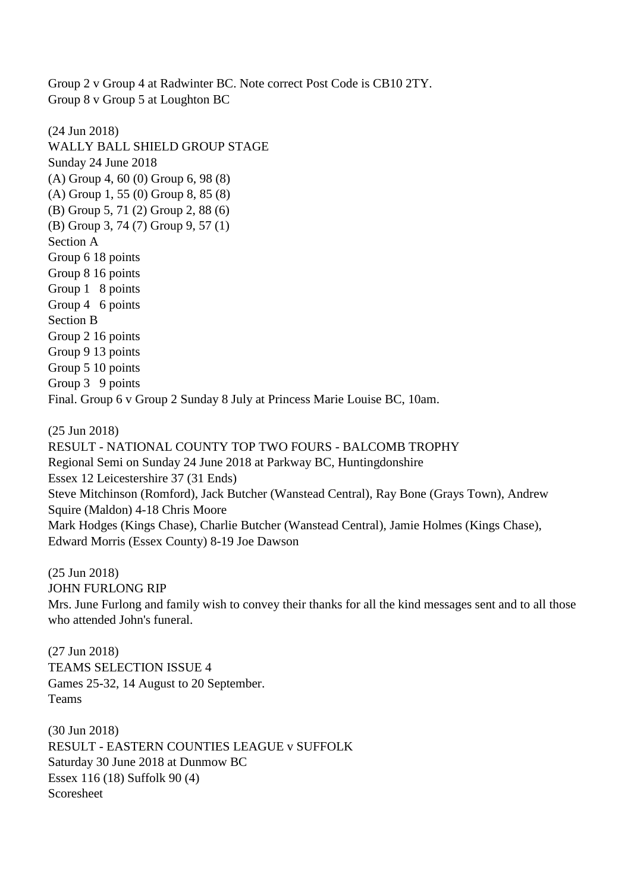Group 2 v Group 4 at Radwinter BC. Note correct Post Code is CB10 2TY.
Group 8 v Group 5 at Loughton BC

(24 Jun 2018)
WALLY BALL SHIELD GROUP STAGE
Sunday 24 June 2018
(A) Group 4, 60 (0) Group 6, 98 (8)
(A) Group 1, 55 (0) Group 8, 85 (8)
(B) Group 5, 71 (2) Group 2, 88 (6)
(B) Group 3, 74 (7) Group 9, 57 (1)
Section A
Group 6 18 points
Group 8 16 points
Group 1 8 points
Group 4 6 points
Section B
Group 2 16 points
Group 9 13 points
Group 5 10 points
Group 3 9 points
Final. Group 6 v Group 2 Sunday 8 July at Princess Marie Louise BC, 10am.

(25 Jun 2018)
RESULT - NATIONAL COUNTY TOP TWO FOURS - BALCOMB TROPHY
Regional Semi on Sunday 24 June 2018 at Parkway BC, Huntingdonshire
Essex 12 Leicestershire 37 (31 Ends)
Steve Mitchinson (Romford), Jack Butcher (Wanstead Central), Ray Bone (Grays Town), Andrew Squire (Maldon) 4-18 Chris Moore
Mark Hodges (Kings Chase), Charlie Butcher (Wanstead Central), Jamie Holmes (Kings Chase), Edward Morris (Essex County) 8-19 Joe Dawson

(25 Jun 2018)
JOHN FURLONG RIP
Mrs. June Furlong and family wish to convey their thanks for all the kind messages sent and to all those who attended John's funeral.

(27 Jun 2018)
TEAMS SELECTION ISSUE 4
Games 25-32, 14 August to 20 September.
Teams

(30 Jun 2018)
RESULT - EASTERN COUNTIES LEAGUE v SUFFOLK
Saturday 30 June 2018 at Dunmow BC
Essex 116 (18) Suffolk 90 (4)
Scoresheet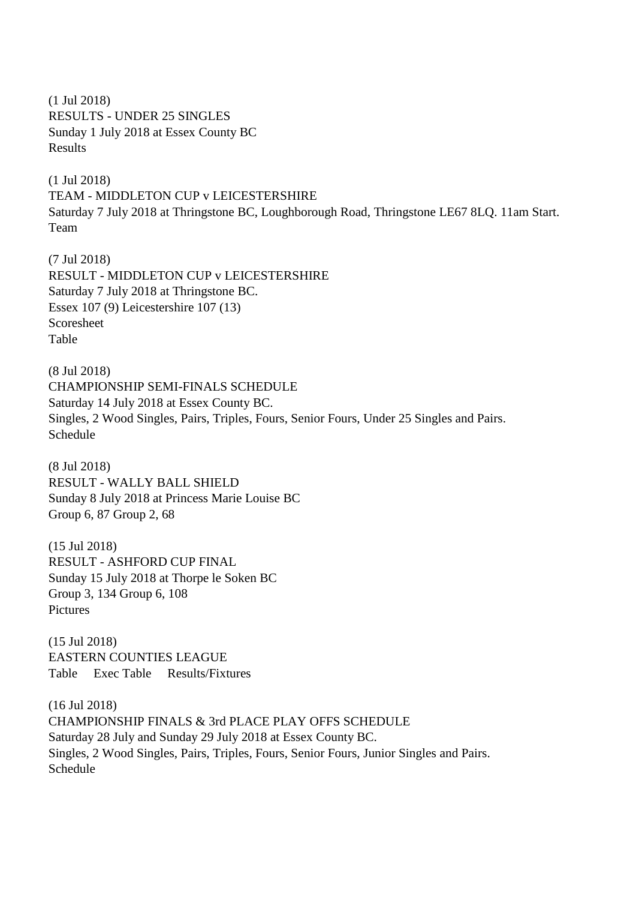(1 Jul 2018)
RESULTS - UNDER 25 SINGLES
Sunday 1 July 2018 at Essex County BC
Results

(1 Jul 2018)
TEAM - MIDDLETON CUP v LEICESTERSHIRE
Saturday 7 July 2018 at Thringstone BC, Loughborough Road, Thringstone LE67 8LQ. 11am Start.
Team

(7 Jul 2018)
RESULT - MIDDLETON CUP v LEICESTERSHIRE
Saturday 7 July 2018 at Thringstone BC.
Essex 107 (9) Leicestershire 107 (13)
Scoresheet
Table

(8 Jul 2018)
CHAMPIONSHIP SEMI-FINALS SCHEDULE
Saturday 14 July 2018 at Essex County BC.
Singles, 2 Wood Singles, Pairs, Triples, Fours, Senior Fours, Under 25 Singles and Pairs.
Schedule

(8 Jul 2018)
RESULT - WALLY BALL SHIELD
Sunday 8 July 2018 at Princess Marie Louise BC
Group 6, 87 Group 2, 68

(15 Jul 2018)
RESULT - ASHFORD CUP FINAL
Sunday 15 July 2018 at Thorpe le Soken BC
Group 3, 134 Group 6, 108
Pictures

(15 Jul 2018)
EASTERN COUNTIES LEAGUE
Table Exec Table Results/Fixtures

(16 Jul 2018)
CHAMPIONSHIP FINALS & 3rd PLACE PLAY OFFS SCHEDULE
Saturday 28 July and Sunday 29 July 2018 at Essex County BC.
Singles, 2 Wood Singles, Pairs, Triples, Fours, Senior Fours, Junior Singles and Pairs.
Schedule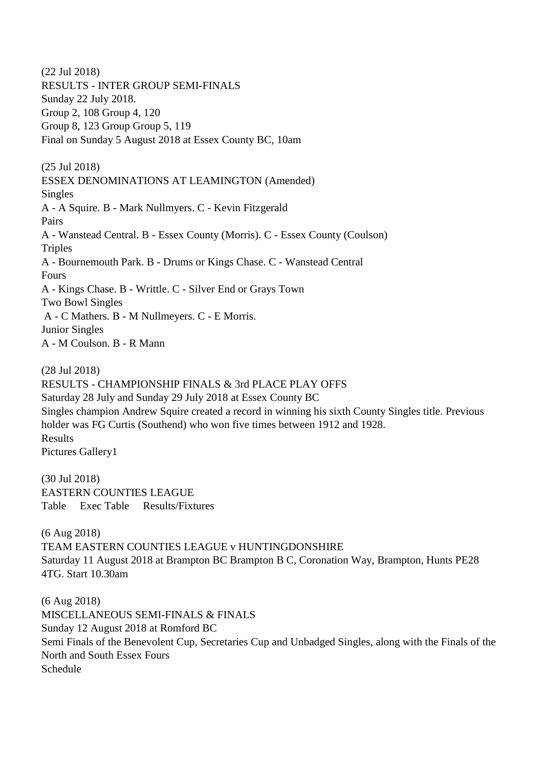(22 Jul 2018)
RESULTS - INTER GROUP SEMI-FINALS
Sunday 22 July 2018.
Group 2, 108 Group 4, 120
Group 8, 123 Group Group 5, 119
Final on Sunday 5 August 2018 at Essex County BC, 10am

(25 Jul 2018)
ESSEX DENOMINATIONS AT LEAMINGTON (Amended)
Singles
A - A Squire. B - Mark Nullmyers. C - Kevin Fitzgerald
Pairs
A - Wanstead Central. B - Essex County (Morris). C - Essex County (Coulson)
Triples
A - Bournemouth Park. B - Drums or Kings Chase. C - Wanstead Central
Fours
A - Kings Chase. B - Writtle. C - Silver End or Grays Town
Two Bowl Singles
A - C Mathers. B - M Nullmeyers. C - E Morris.
Junior Singles
A - M Coulson. B - R Mann

(28 Jul 2018)
RESULTS - CHAMPIONSHIP FINALS & 3rd PLACE PLAY OFFS
Saturday 28 July and Sunday 29 July 2018 at Essex County BC
Singles champion Andrew Squire created a record in winning his sixth County Singles title. Previous holder was FG Curtis (Southend) who won five times between 1912 and 1928.
Results
Pictures Gallery1

(30 Jul 2018)
EASTERN COUNTIES LEAGUE
Table Exec Table Results/Fixtures

(6 Aug 2018)
TEAM EASTERN COUNTIES LEAGUE v HUNTINGDONSHIRE
Saturday 11 August 2018 at Brampton BC Brampton B C, Coronation Way, Brampton, Hunts PE28 4TG. Start 10.30am

(6 Aug 2018)
MISCELLANEOUS SEMI-FINALS & FINALS
Sunday 12 August 2018 at Romford BC
Semi Finals of the Benevolent Cup, Secretaries Cup and Unbadged Singles, along with the Finals of the North and South Essex Fours
Schedule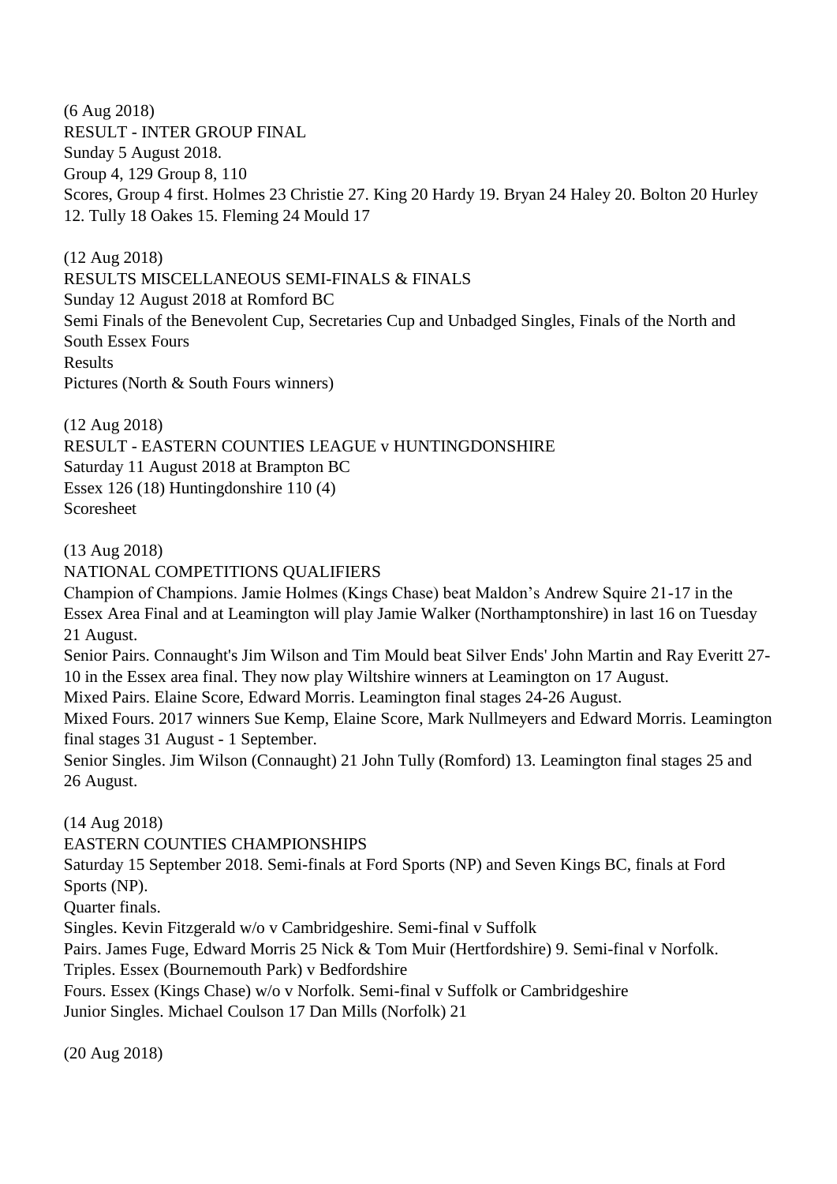(6 Aug 2018)
RESULT - INTER GROUP FINAL
Sunday 5 August 2018.
Group 4, 129 Group 8, 110
Scores, Group 4 first. Holmes 23 Christie 27. King 20 Hardy 19. Bryan 24 Haley 20. Bolton 20 Hurley 12. Tully 18 Oakes 15. Fleming 24 Mould 17

(12 Aug 2018)
RESULTS MISCELLANEOUS SEMI-FINALS & FINALS
Sunday 12 August 2018 at Romford BC
Semi Finals of the Benevolent Cup, Secretaries Cup and Unbadged Singles, Finals of the North and South Essex Fours
Results
Pictures (North & South Fours winners)

(12 Aug 2018)
RESULT - EASTERN COUNTIES LEAGUE v HUNTINGDONSHIRE
Saturday 11 August 2018 at Brampton BC
Essex 126 (18) Huntingdonshire 110 (4)
Scoresheet

(13 Aug 2018)
NATIONAL COMPETITIONS QUALIFIERS
Champion of Champions. Jamie Holmes (Kings Chase) beat Maldon's Andrew Squire 21-17 in the Essex Area Final and at Leamington will play Jamie Walker (Northamptonshire) in last 16 on Tuesday 21 August.
Senior Pairs. Connaught's Jim Wilson and Tim Mould beat Silver Ends' John Martin and Ray Everitt 27-10 in the Essex area final. They now play Wiltshire winners at Leamington on 17 August.
Mixed Pairs. Elaine Score, Edward Morris. Leamington final stages 24-26 August.
Mixed Fours. 2017 winners Sue Kemp, Elaine Score, Mark Nullmeyers and Edward Morris. Leamington final stages 31 August - 1 September.
Senior Singles. Jim Wilson (Connaught) 21 John Tully (Romford) 13. Leamington final stages 25 and 26 August.

(14 Aug 2018)
EASTERN COUNTIES CHAMPIONSHIPS
Saturday 15 September 2018. Semi-finals at Ford Sports (NP) and Seven Kings BC, finals at Ford Sports (NP).
Quarter finals.
Singles. Kevin Fitzgerald w/o v Cambridgeshire. Semi-final v Suffolk
Pairs. James Fuge, Edward Morris 25 Nick & Tom Muir (Hertfordshire) 9. Semi-final v Norfolk.
Triples. Essex (Bournemouth Park) v Bedfordshire
Fours. Essex (Kings Chase) w/o v Norfolk. Semi-final v Suffolk or Cambridgeshire
Junior Singles. Michael Coulson 17 Dan Mills (Norfolk) 21

(20 Aug 2018)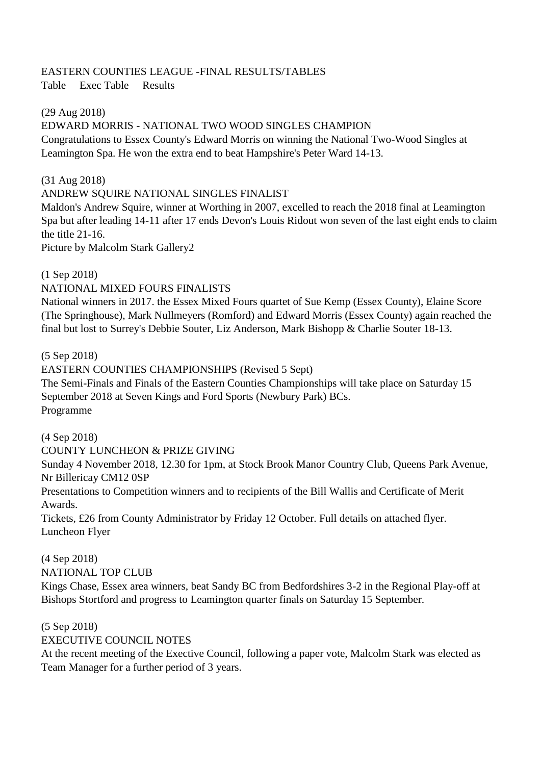EASTERN COUNTIES LEAGUE -FINAL RESULTS/TABLES
Table Exec Table Results

(29 Aug 2018)
EDWARD MORRIS - NATIONAL TWO WOOD SINGLES CHAMPION
Congratulations to Essex County's Edward Morris on winning the National Two-Wood Singles at Leamington Spa. He won the extra end to beat Hampshire's Peter Ward 14-13.

(31 Aug 2018)
ANDREW SQUIRE NATIONAL SINGLES FINALIST
Maldon's Andrew Squire, winner at Worthing in 2007, excelled to reach the 2018 final at Leamington Spa but after leading 14-11 after 17 ends Devon's Louis Ridout won seven of the last eight ends to claim the title 21-16.
Picture by Malcolm Stark Gallery2

(1 Sep 2018)
NATIONAL MIXED FOURS FINALISTS
National winners in 2017. the Essex Mixed Fours quartet of Sue Kemp (Essex County), Elaine Score (The Springhouse), Mark Nullmeyers (Romford) and Edward Morris (Essex County) again reached the final but lost to Surrey's Debbie Souter, Liz Anderson, Mark Bishopp & Charlie Souter 18-13.

(5 Sep 2018)
EASTERN COUNTIES CHAMPIONSHIPS (Revised 5 Sept)
The Semi-Finals and Finals of the Eastern Counties Championships will take place on Saturday 15 September 2018 at Seven Kings and Ford Sports (Newbury Park) BCs.
Programme

(4 Sep 2018)
COUNTY LUNCHEON & PRIZE GIVING
Sunday 4 November 2018, 12.30 for 1pm, at Stock Brook Manor Country Club, Queens Park Avenue, Nr Billericay CM12 0SP
Presentations to Competition winners and to recipients of the Bill Wallis and Certificate of Merit Awards.
Tickets, £26 from County Administrator by Friday 12 October. Full details on attached flyer.
Luncheon Flyer

(4 Sep 2018)
NATIONAL TOP CLUB
Kings Chase, Essex area winners, beat Sandy BC from Bedfordshires 3-2 in the Regional Play-off at Bishops Stortford and progress to Leamington quarter finals on Saturday 15 September.

(5 Sep 2018)
EXECUTIVE COUNCIL NOTES
At the recent meeting of the Exective Council, following a paper vote, Malcolm Stark was elected as Team Manager for a further period of 3 years.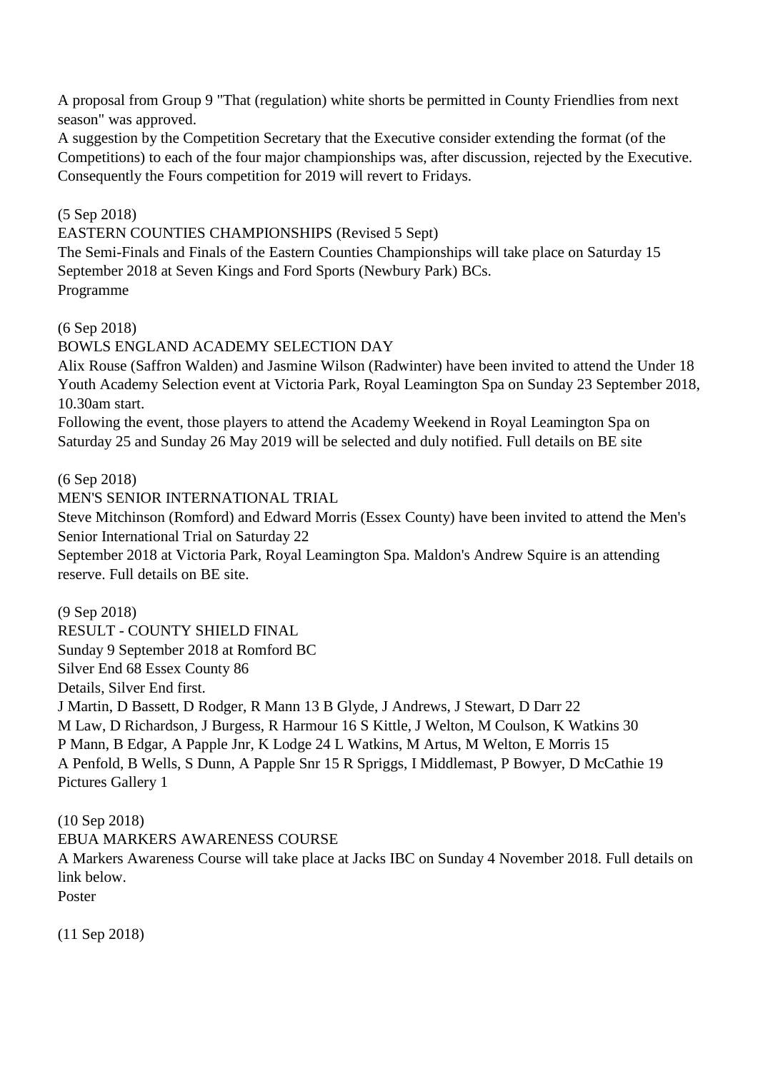A proposal from Group 9 "That (regulation) white shorts be permitted in County Friendlies from next season" was approved.
A suggestion by the Competition Secretary that the Executive consider extending the format (of the Competitions) to each of the four major championships was, after discussion, rejected by the Executive. Consequently the Fours competition for 2019 will revert to Fridays.

(5 Sep 2018)
EASTERN COUNTIES CHAMPIONSHIPS (Revised 5 Sept)
The Semi-Finals and Finals of the Eastern Counties Championships will take place on Saturday 15 September 2018 at Seven Kings and Ford Sports (Newbury Park) BCs.
Programme

(6 Sep 2018)
BOWLS ENGLAND ACADEMY SELECTION DAY
Alix Rouse (Saffron Walden) and Jasmine Wilson (Radwinter) have been invited to attend the Under 18 Youth Academy Selection event at Victoria Park, Royal Leamington Spa on Sunday 23 September 2018, 10.30am start.
Following the event, those players to attend the Academy Weekend in Royal Leamington Spa on Saturday 25 and Sunday 26 May 2019 will be selected and duly notified. Full details on BE site

(6 Sep 2018)
MEN'S SENIOR INTERNATIONAL TRIAL
Steve Mitchinson (Romford) and Edward Morris (Essex County) have been invited to attend the Men's Senior International Trial on Saturday 22
September 2018 at Victoria Park, Royal Leamington Spa. Maldon's Andrew Squire is an attending reserve. Full details on BE site.

(9 Sep 2018)
RESULT - COUNTY SHIELD FINAL
Sunday 9 September 2018 at Romford BC
Silver End 68 Essex County 86
Details, Silver End first.
J Martin, D Bassett, D Rodger, R Mann 13 B Glyde, J Andrews, J Stewart, D Darr 22
M Law, D Richardson, J Burgess, R Harmour 16 S Kittle, J Welton, M Coulson, K Watkins 30
P Mann, B Edgar, A Papple Jnr, K Lodge 24 L Watkins, M Artus, M Welton, E Morris 15
A Penfold, B Wells, S Dunn, A Papple Snr 15 R Spriggs, I Middlemast, P Bowyer, D McCathie 19
Pictures Gallery 1

(10 Sep 2018)
EBUA MARKERS AWARENESS COURSE
A Markers Awareness Course will take place at Jacks IBC on Sunday 4 November 2018. Full details on link below.
Poster

(11 Sep 2018)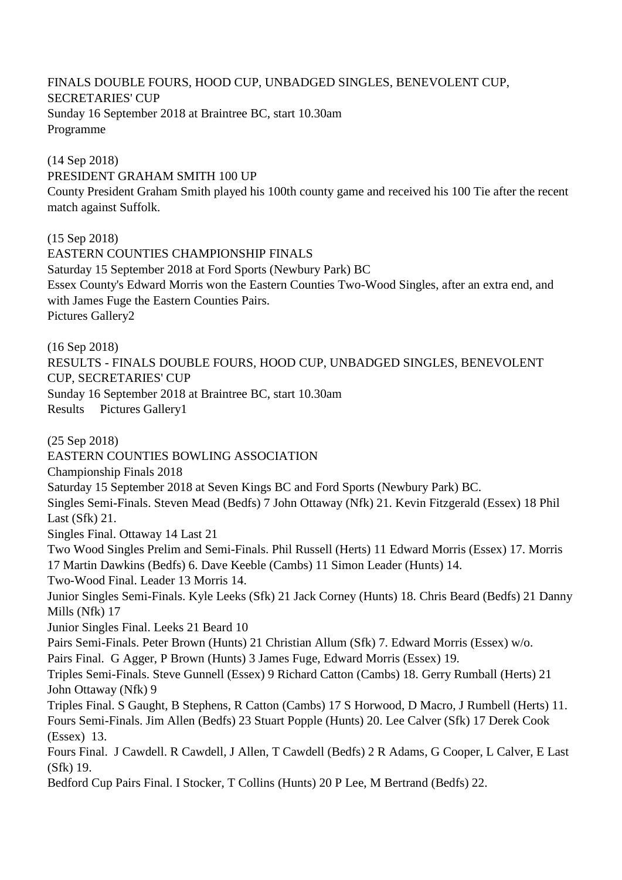FINALS DOUBLE FOURS, HOOD CUP, UNBADGED SINGLES, BENEVOLENT CUP, SECRETARIES' CUP
Sunday 16 September 2018 at Braintree BC, start 10.30am
Programme

(14 Sep 2018)
PRESIDENT GRAHAM SMITH 100 UP
County President Graham Smith played his 100th county game and received his 100 Tie after the recent match against Suffolk.

(15 Sep 2018)
EASTERN COUNTIES CHAMPIONSHIP FINALS
Saturday 15 September 2018 at Ford Sports (Newbury Park) BC
Essex County's Edward Morris won the Eastern Counties Two-Wood Singles, after an extra end, and with James Fuge the Eastern Counties Pairs.
Pictures Gallery2

(16 Sep 2018)
RESULTS - FINALS DOUBLE FOURS, HOOD CUP, UNBADGED SINGLES, BENEVOLENT CUP, SECRETARIES' CUP
Sunday 16 September 2018 at Braintree BC, start 10.30am
Results Pictures Gallery1

(25 Sep 2018)
EASTERN COUNTIES BOWLING ASSOCIATION
Championship Finals 2018
Saturday 15 September 2018 at Seven Kings BC and Ford Sports (Newbury Park) BC.
Singles Semi-Finals. Steven Mead (Bedfs) 7 John Ottaway (Nfk) 21. Kevin Fitzgerald (Essex) 18 Phil Last (Sfk) 21.
Singles Final. Ottaway 14 Last 21
Two Wood Singles Prelim and Semi-Finals. Phil Russell (Herts) 11 Edward Morris (Essex) 17. Morris 17 Martin Dawkins (Bedfs) 6. Dave Keeble (Cambs) 11 Simon Leader (Hunts) 14.
Two-Wood Final. Leader 13 Morris 14.
Junior Singles Semi-Finals. Kyle Leeks (Sfk) 21 Jack Corney (Hunts) 18. Chris Beard (Bedfs) 21 Danny Mills (Nfk) 17
Junior Singles Final. Leeks 21 Beard 10
Pairs Semi-Finals. Peter Brown (Hunts) 21 Christian Allum (Sfk) 7. Edward Morris (Essex) w/o.
Pairs Final. G Agger, P Brown (Hunts) 3 James Fuge, Edward Morris (Essex) 19.
Triples Semi-Finals. Steve Gunnell (Essex) 9 Richard Catton (Cambs) 18. Gerry Rumball (Herts) 21 John Ottaway (Nfk) 9
Triples Final. S Gaught, B Stephens, R Catton (Cambs) 17 S Horwood, D Macro, J Rumbell (Herts) 11.
Fours Semi-Finals. Jim Allen (Bedfs) 23 Stuart Popple (Hunts) 20. Lee Calver (Sfk) 17 Derek Cook (Essex) 13.
Fours Final. J Cawdell. R Cawdell, J Allen, T Cawdell (Bedfs) 2 R Adams, G Cooper, L Calver, E Last (Sfk) 19.
Bedford Cup Pairs Final. I Stocker, T Collins (Hunts) 20 P Lee, M Bertrand (Bedfs) 22.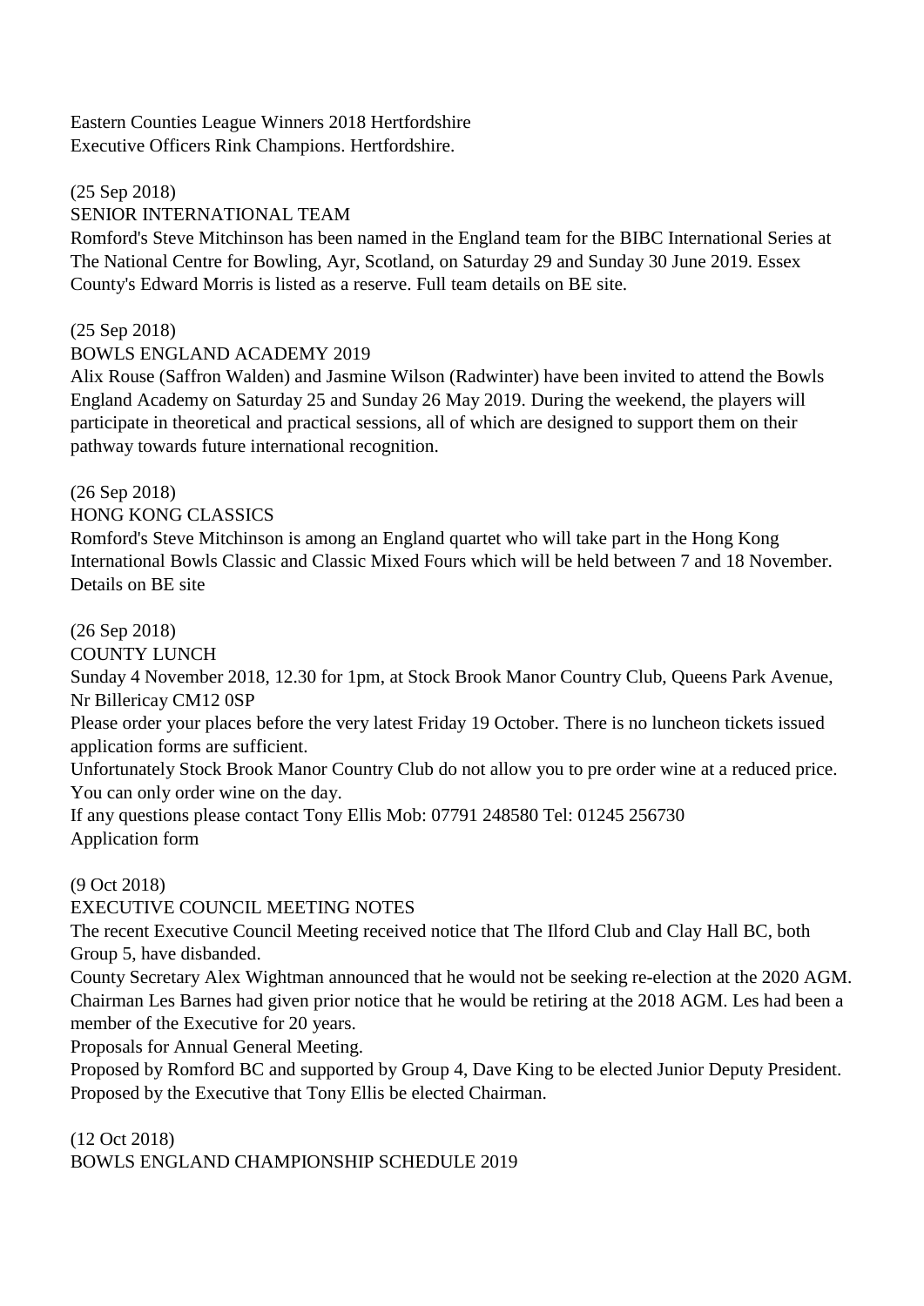Eastern Counties League Winners 2018 Hertfordshire
Executive Officers Rink Champions. Hertfordshire.

(25 Sep 2018)
SENIOR INTERNATIONAL TEAM
Romford's Steve Mitchinson has been named in the England team for the BIBC International Series at The National Centre for Bowling, Ayr, Scotland, on Saturday 29 and Sunday 30 June 2019. Essex County's Edward Morris is listed as a reserve. Full team details on BE site.

(25 Sep 2018)
BOWLS ENGLAND ACADEMY 2019
Alix Rouse (Saffron Walden) and Jasmine Wilson (Radwinter) have been invited to attend the Bowls England Academy on Saturday 25 and Sunday 26 May 2019. During the weekend, the players will participate in theoretical and practical sessions, all of which are designed to support them on their pathway towards future international recognition.

(26 Sep 2018)
HONG KONG CLASSICS
Romford's Steve Mitchinson is among an England quartet who will take part in the Hong Kong International Bowls Classic and Classic Mixed Fours which will be held between 7 and 18 November. Details on BE site

(26 Sep 2018)
COUNTY LUNCH
Sunday 4 November 2018, 12.30 for 1pm, at Stock Brook Manor Country Club, Queens Park Avenue, Nr Billericay CM12 0SP
Please order your places before the very latest Friday 19 October. There is no luncheon tickets issued application forms are sufficient.
Unfortunately Stock Brook Manor Country Club do not allow you to pre order wine at a reduced price. You can only order wine on the day.
If any questions please contact Tony Ellis Mob: 07791 248580 Tel: 01245 256730
Application form

(9 Oct 2018)
EXECUTIVE COUNCIL MEETING NOTES
The recent Executive Council Meeting received notice that The Ilford Club and Clay Hall BC, both Group 5, have disbanded.
County Secretary Alex Wightman announced that he would not be seeking re-election at the 2020 AGM.
Chairman Les Barnes had given prior notice that he would be retiring at the 2018 AGM. Les had been a member of the Executive for 20 years.
Proposals for Annual General Meeting.
Proposed by Romford BC and supported by Group 4, Dave King to be elected Junior Deputy President.
Proposed by the Executive that Tony Ellis be elected Chairman.

(12 Oct 2018)
BOWLS ENGLAND CHAMPIONSHIP SCHEDULE 2019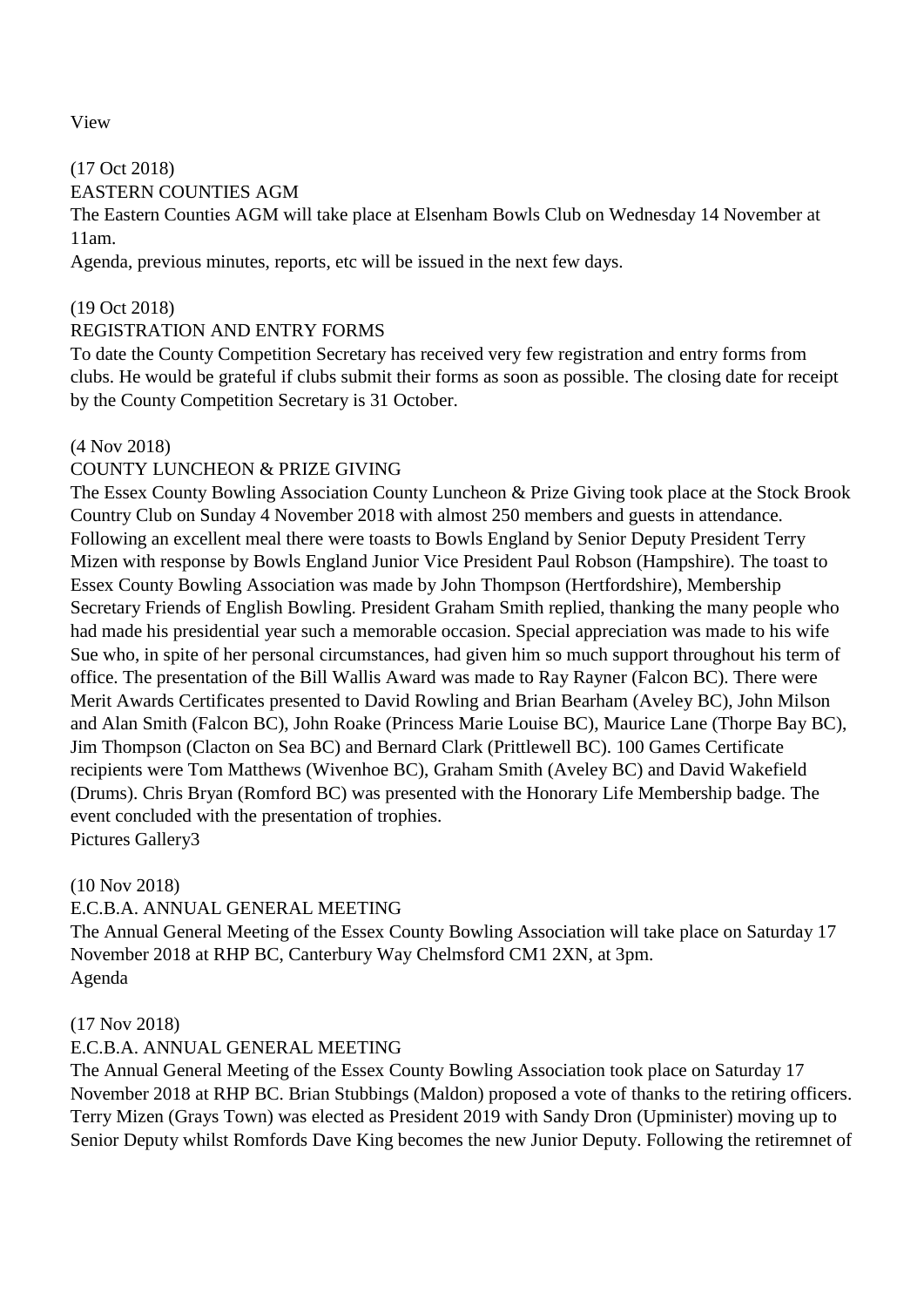View

(17 Oct 2018)
EASTERN COUNTIES AGM
The Eastern Counties AGM will take place at Elsenham Bowls Club on Wednesday 14 November at 11am.
Agenda, previous minutes, reports, etc will be issued in the next few days.

(19 Oct 2018)
REGISTRATION AND ENTRY FORMS
To date the County Competition Secretary has received very few registration and entry forms from clubs. He would be grateful if clubs submit their forms as soon as possible. The closing date for receipt by the County Competition Secretary is 31 October.

(4 Nov 2018)
COUNTY LUNCHEON & PRIZE GIVING
The Essex County Bowling Association County Luncheon & Prize Giving took place at the Stock Brook Country Club on Sunday 4 November 2018 with almost 250 members and guests in attendance. Following an excellent meal there were toasts to Bowls England by Senior Deputy President Terry Mizen with response by Bowls England Junior Vice President Paul Robson (Hampshire). The toast to Essex County Bowling Association was made by John Thompson (Hertfordshire), Membership Secretary Friends of English Bowling. President Graham Smith replied, thanking the many people who had made his presidential year such a memorable occasion. Special appreciation was made to his wife Sue who, in spite of her personal circumstances, had given him so much support throughout his term of office. The presentation of the Bill Wallis Award was made to Ray Rayner (Falcon BC). There were Merit Awards Certificates presented to David Rowling and Brian Bearham (Aveley BC), John Milson and Alan Smith (Falcon BC), John Roake (Princess Marie Louise BC), Maurice Lane (Thorpe Bay BC), Jim Thompson (Clacton on Sea BC) and Bernard Clark (Prittlewell BC). 100 Games Certificate recipients were Tom Matthews (Wivenhoe BC), Graham Smith (Aveley BC) and David Wakefield (Drums). Chris Bryan (Romford BC) was presented with the Honorary Life Membership badge. The event concluded with the presentation of trophies.
Pictures Gallery3

(10 Nov 2018)
E.C.B.A. ANNUAL GENERAL MEETING
The Annual General Meeting of the Essex County Bowling Association will take place on Saturday 17 November 2018 at RHP BC, Canterbury Way Chelmsford CM1 2XN, at 3pm.
Agenda

(17 Nov 2018)
E.C.B.A. ANNUAL GENERAL MEETING
The Annual General Meeting of the Essex County Bowling Association took place on Saturday 17 November 2018 at RHP BC. Brian Stubbings (Maldon) proposed a vote of thanks to the retiring officers. Terry Mizen (Grays Town) was elected as President 2019 with Sandy Dron (Upminister) moving up to Senior Deputy whilst Romfords Dave King becomes the new Junior Deputy. Following the retiremnet of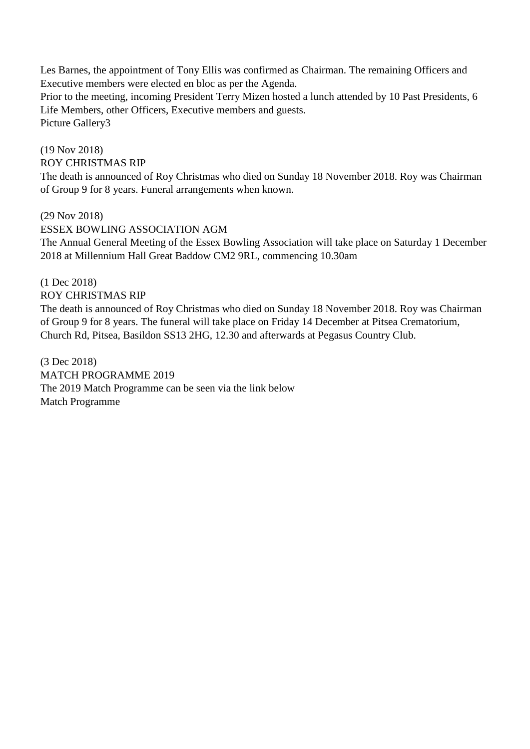Les Barnes, the appointment of Tony Ellis was confirmed as Chairman. The remaining Officers and Executive members were elected en bloc as per the Agenda.
Prior to the meeting, incoming President Terry Mizen hosted a lunch attended by 10 Past Presidents, 6 Life Members, other Officers, Executive members and guests.
Picture Gallery3

(19 Nov 2018)
ROY CHRISTMAS RIP
The death is announced of Roy Christmas who died on Sunday 18 November 2018. Roy was Chairman of Group 9 for 8 years. Funeral arrangements when known.

(29 Nov 2018)
ESSEX BOWLING ASSOCIATION AGM
The Annual General Meeting of the Essex Bowling Association will take place on Saturday 1 December 2018 at Millennium Hall Great Baddow CM2 9RL, commencing 10.30am

(1 Dec 2018)
ROY CHRISTMAS RIP
The death is announced of Roy Christmas who died on Sunday 18 November 2018. Roy was Chairman of Group 9 for 8 years. The funeral will take place on Friday 14 December at Pitsea Crematorium, Church Rd, Pitsea, Basildon SS13 2HG, 12.30 and afterwards at Pegasus Country Club.

(3 Dec 2018)
MATCH PROGRAMME 2019
The 2019 Match Programme can be seen via the link below
Match Programme